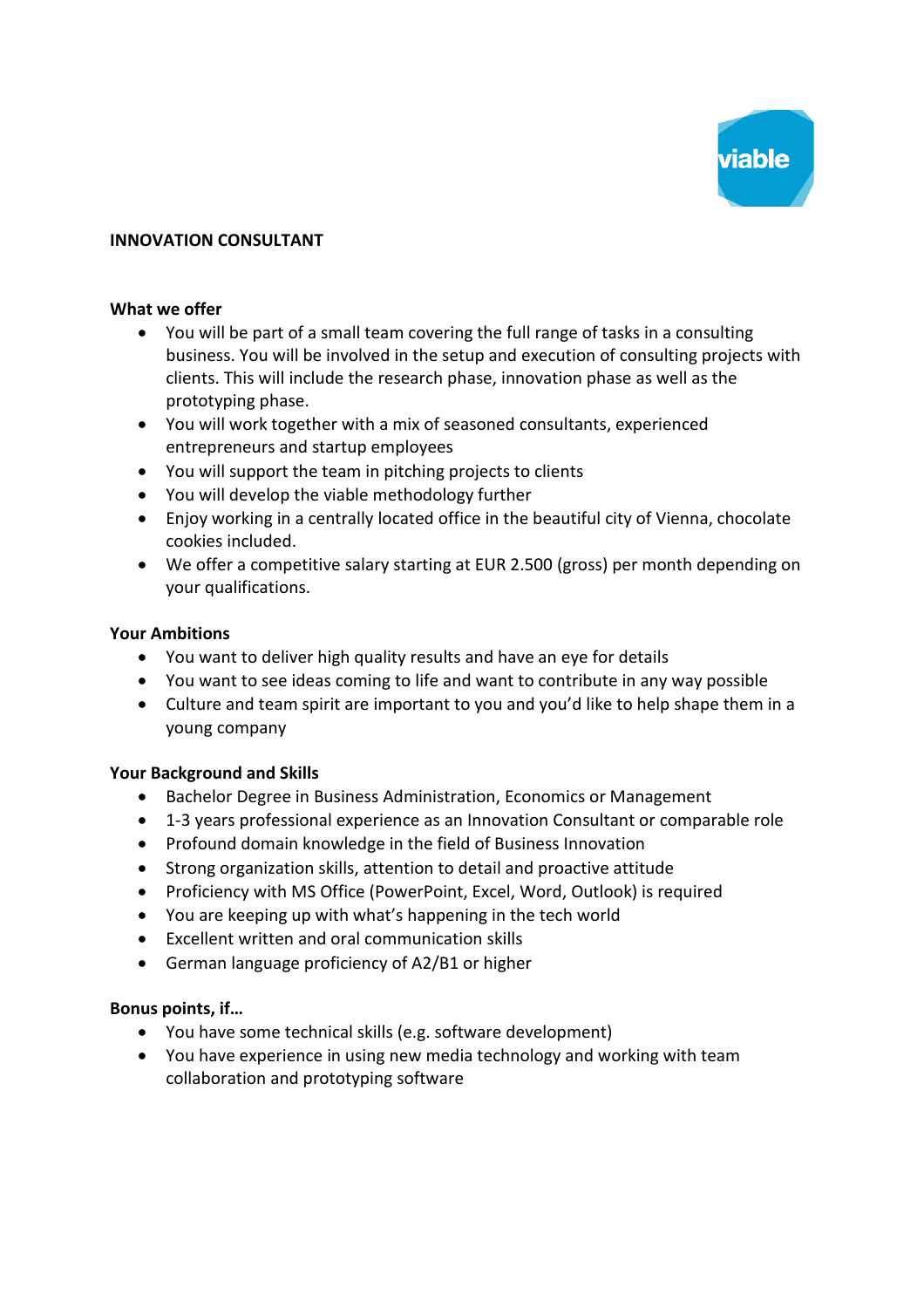viable

**INNOVATION CONSULTANT**

**What we offer**

- You will be part of a small team covering the full range of tasks in a consulting business. You will be involved in the setup and execution of consulting projects with clients. This will include the research phase, innovation phase as well as the prototyping phase.
- You will work together with a mix of seasoned consultants, experienced entrepreneurs and startup employees
- You will support the team in pitching projects to clients
- You will develop the viable methodology further
- Enjoy working in a centrally located office in the beautiful city of Vienna, chocolate cookies included.
- We offer a competitive salary starting at EUR 2.500 (gross) per month depending on your qualifications.

**Your Ambitions**

- You want to deliver high quality results and have an eye for details
- You want to see ideas coming to life and want to contribute in any way possible
- Culture and team spirit are important to you and you'd like to help shape them in a young company

**Your Background and Skills**

- Bachelor Degree in Business Administration, Economics or Management
- 1-3 years professional experience as an Innovation Consultant or comparable role
- Profound domain knowledge in the field of Business Innovation
- Strong organization skills, attention to detail and proactive attitude
- Proficiency with MS Office (PowerPoint, Excel, Word, Outlook) is required
- You are keeping up with what's happening in the tech world
- Excellent written and oral communication skills
- German language proficiency of A2/B1 or higher

**Bonus points, if…**

- You have some technical skills (e.g. software development)
- You have experience in using new media technology and working with team collaboration and prototyping software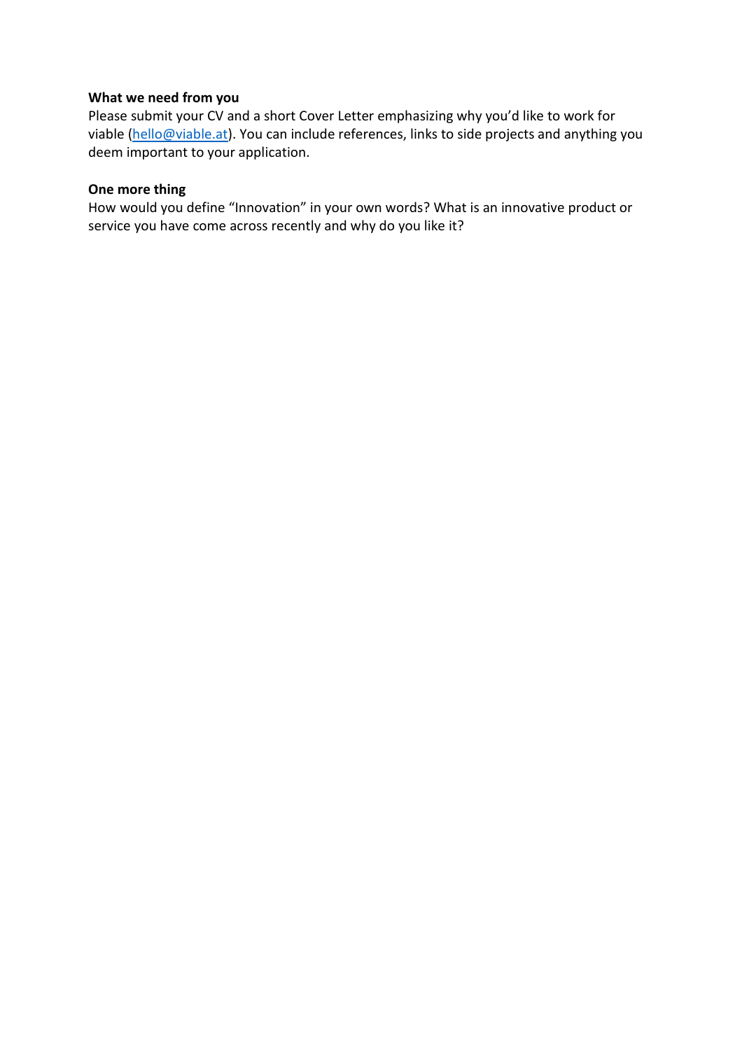**What we need from you**

Please submit your CV and a short Cover Letter emphasizing why you'd like to work for viable (hello@viable.at). You can include references, links to side projects and anything you deem important to your application.

**One more thing**

How would you define "Innovation" in your own words? What is an innovative product or service you have come across recently and why do you like it?